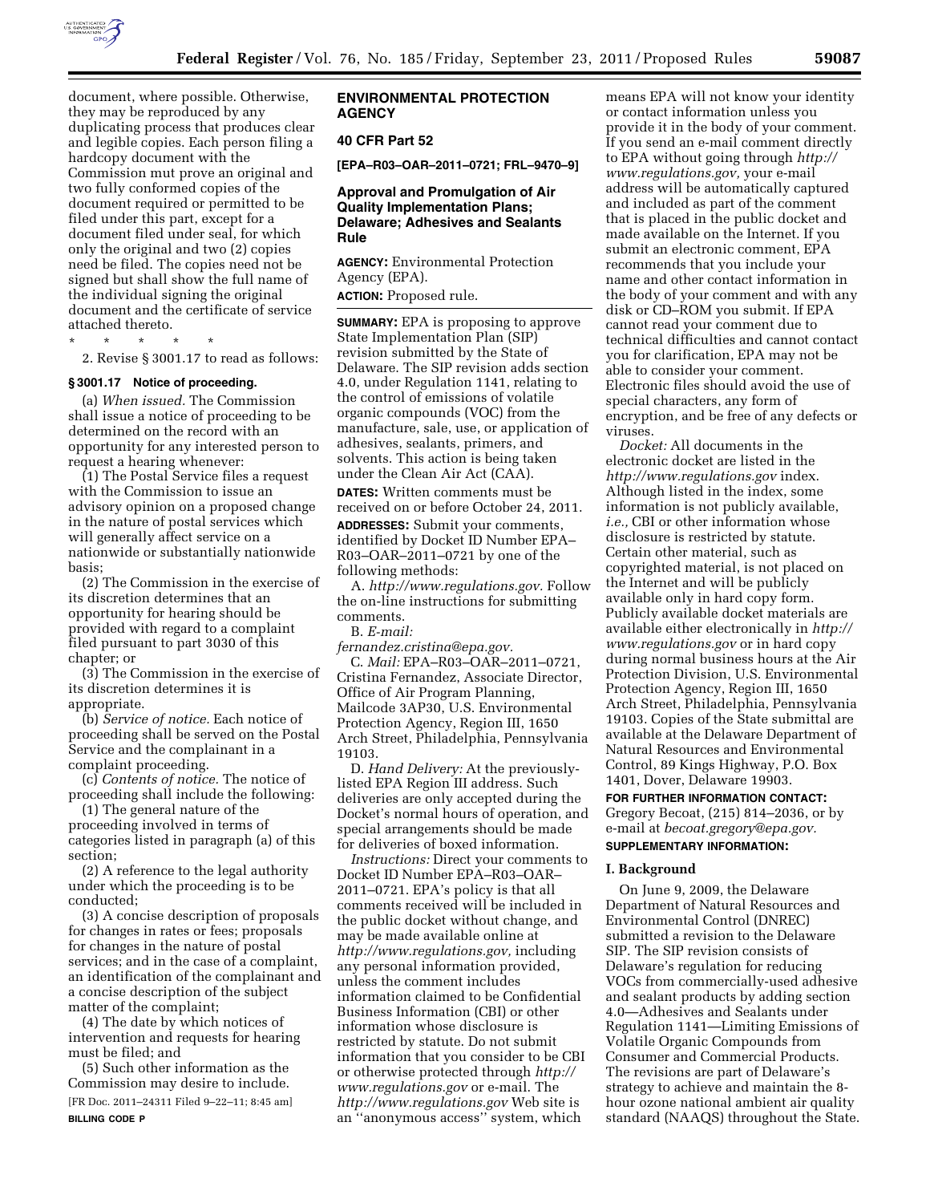document, where possible. Otherwise, they may be reproduced by any duplicating process that produces clear and legible copies. Each person filing a hardcopy document with the Commission mut prove an original and two fully conformed copies of the document required or permitted to be filed under this part, except for a document filed under seal, for which only the original and two (2) copies need be filed. The copies need not be signed but shall show the full name of the individual signing the original document and the certificate of service attached thereto.

\* \* \* \* \*

2. Revise § 3001.17 to read as follows:

**§ 3001.17 Notice of proceeding.**

(a) *When issued.* The Commission shall issue a notice of proceeding to be determined on the record with an opportunity for any interested person to request a hearing whenever:

(1) The Postal Service files a request with the Commission to issue an advisory opinion on a proposed change in the nature of postal services which will generally affect service on a nationwide or substantially nationwide basis;

(2) The Commission in the exercise of its discretion determines that an opportunity for hearing should be provided with regard to a complaint filed pursuant to part 3030 of this chapter; or

(3) The Commission in the exercise of its discretion determines it is appropriate.

(b) *Service of notice.* Each notice of proceeding shall be served on the Postal Service and the complainant in a complaint proceeding.

(c) *Contents of notice.* The notice of proceeding shall include the following:

(1) The general nature of the proceeding involved in terms of categories listed in paragraph (a) of this section;

(2) A reference to the legal authority under which the proceeding is to be conducted;

(3) A concise description of proposals for changes in rates or fees; proposals for changes in the nature of postal services; and in the case of a complaint, an identification of the complainant and a concise description of the subject matter of the complaint;

(4) The date by which notices of intervention and requests for hearing must be filed; and

(5) Such other information as the Commission may desire to include.

[FR Doc. 2011–24311 Filed 9–22–11; 8:45 am]

**BILLING CODE P**

## ENVIRONMENTAL PROTECTION AGENCY

### 40 CFR Part 52

**[EPA–R03–OAR–2011–0721; FRL–9470–9]**

### Approval and Promulgation of Air Quality Implementation Plans; Delaware; Adhesives and Sealants Rule

**AGENCY:** Environmental Protection Agency (EPA).

**ACTION:** Proposed rule.

**SUMMARY:** EPA is proposing to approve State Implementation Plan (SIP) revision submitted by the State of Delaware. The SIP revision adds section 4.0, under Regulation 1141, relating to the control of emissions of volatile organic compounds (VOC) from the manufacture, sale, use, or application of adhesives, sealants, primers, and solvents. This action is being taken under the Clean Air Act (CAA).

**DATES:** Written comments must be received on or before October 24, 2011.

**ADDRESSES:** Submit your comments, identified by Docket ID Number EPA–R03–OAR–2011–0721 by one of the following methods:

A. *http://www.regulations.gov.* Follow the on-line instructions for submitting comments.

B. *E-mail: fernandez.cristina@epa.gov.*

C. *Mail:* EPA–R03–OAR–2011–0721, Cristina Fernandez, Associate Director, Office of Air Program Planning, Mailcode 3AP30, U.S. Environmental Protection Agency, Region III, 1650 Arch Street, Philadelphia, Pennsylvania 19103.

D. *Hand Delivery:* At the previously-listed EPA Region III address. Such deliveries are only accepted during the Docket's normal hours of operation, and special arrangements should be made for deliveries of boxed information.

*Instructions:* Direct your comments to Docket ID Number EPA–R03–OAR–2011–0721. EPA's policy is that all comments received will be included in the public docket without change, and may be made available online at *http://www.regulations.gov,* including any personal information provided, unless the comment includes information claimed to be Confidential Business Information (CBI) or other information whose disclosure is restricted by statute. Do not submit information that you consider to be CBI or otherwise protected through *http://www.regulations.gov* or e-mail. The *http://www.regulations.gov* Web site is an "anonymous access" system, which means EPA will not know your identity or contact information unless you provide it in the body of your comment. If you send an e-mail comment directly to EPA without going through *http://www.regulations.gov,* your e-mail address will be automatically captured and included as part of the comment that is placed in the public docket and made available on the Internet. If you submit an electronic comment, EPA recommends that you include your name and other contact information in the body of your comment and with any disk or CD–ROM you submit. If EPA cannot read your comment due to technical difficulties and cannot contact you for clarification, EPA may not be able to consider your comment. Electronic files should avoid the use of special characters, any form of encryption, and be free of any defects or viruses.

*Docket:* All documents in the electronic docket are listed in the *http://www.regulations.gov* index. Although listed in the index, some information is not publicly available, *i.e.,* CBI or other information whose disclosure is restricted by statute. Certain other material, such as copyrighted material, is not placed on the Internet and will be publicly available only in hard copy form. Publicly available docket materials are available either electronically in *http://www.regulations.gov* or in hard copy during normal business hours at the Air Protection Division, U.S. Environmental Protection Agency, Region III, 1650 Arch Street, Philadelphia, Pennsylvania 19103. Copies of the State submittal are available at the Delaware Department of Natural Resources and Environmental Control, 89 Kings Highway, P.O. Box 1401, Dover, Delaware 19903.

**FOR FURTHER INFORMATION CONTACT:** Gregory Becoat, (215) 814–2036, or by e-mail at *becoat.gregory@epa.gov.*

**SUPPLEMENTARY INFORMATION:**

#### I. Background

On June 9, 2009, the Delaware Department of Natural Resources and Environmental Control (DNREC) submitted a revision to the Delaware SIP. The SIP revision consists of Delaware's regulation for reducing VOCs from commercially-used adhesive and sealant products by adding section 4.0—Adhesives and Sealants under Regulation 1141—Limiting Emissions of Volatile Organic Compounds from Consumer and Commercial Products. The revisions are part of Delaware's strategy to achieve and maintain the 8-hour ozone national ambient air quality standard (NAAQS) throughout the State.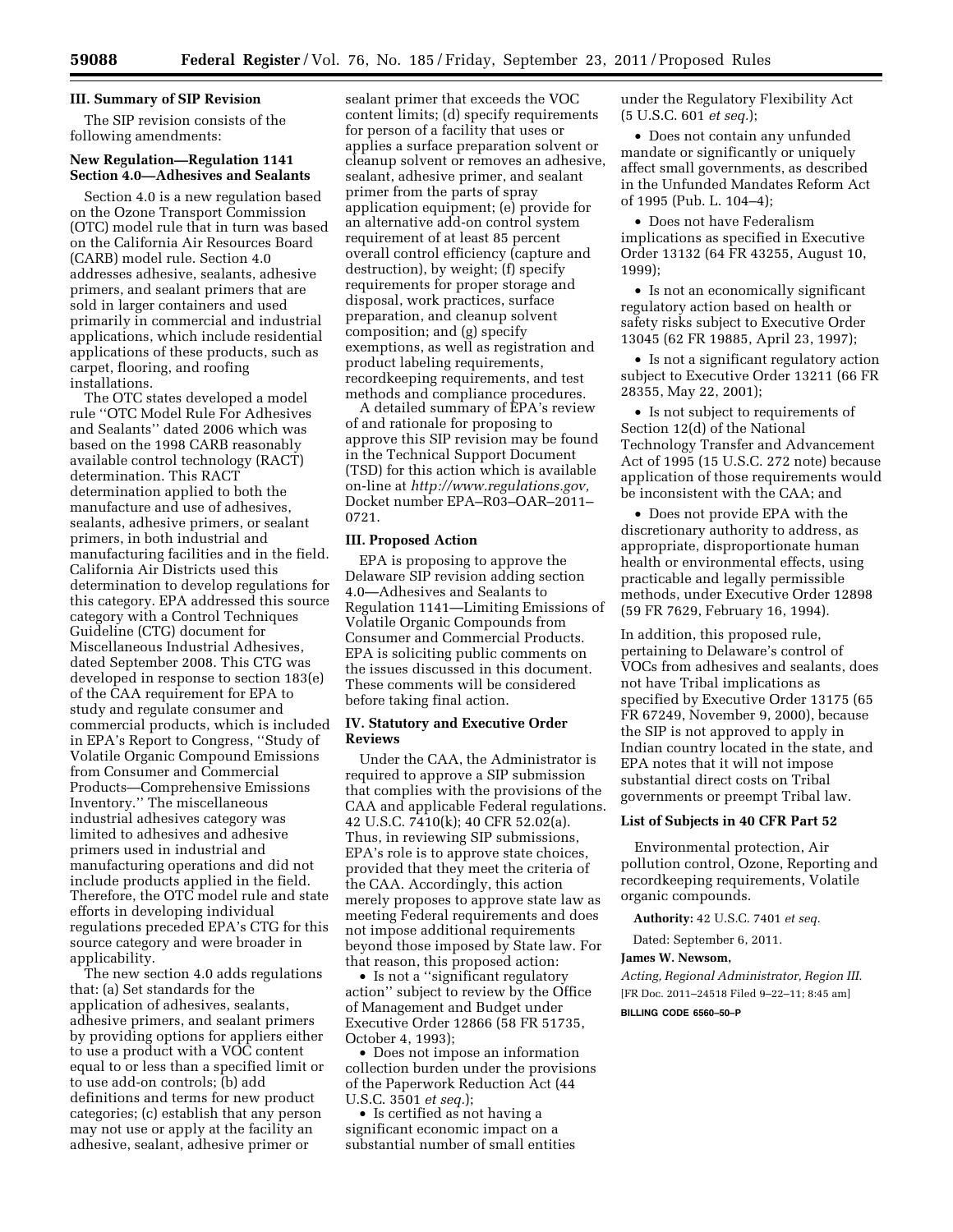### III. Summary of SIP Revision

The SIP revision consists of the following amendments:

#### New Regulation—Regulation 1141 Section 4.0—Adhesives and Sealants

Section 4.0 is a new regulation based on the Ozone Transport Commission (OTC) model rule that in turn was based on the California Air Resources Board (CARB) model rule. Section 4.0 addresses adhesive, sealants, adhesive primers, and sealant primers that are sold in larger containers and used primarily in commercial and industrial applications, which include residential applications of these products, such as carpet, flooring, and roofing installations.

The OTC states developed a model rule ''OTC Model Rule For Adhesives and Sealants'' dated 2006 which was based on the 1998 CARB reasonably available control technology (RACT) determination. This RACT determination applied to both the manufacture and use of adhesives, sealants, adhesive primers, or sealant primers, in both industrial and manufacturing facilities and in the field. California Air Districts used this determination to develop regulations for this category. EPA addressed this source category with a Control Techniques Guideline (CTG) document for Miscellaneous Industrial Adhesives, dated September 2008. This CTG was developed in response to section 183(e) of the CAA requirement for EPA to study and regulate consumer and commercial products, which is included in EPA's Report to Congress, ''Study of Volatile Organic Compound Emissions from Consumer and Commercial Products—Comprehensive Emissions Inventory.'' The miscellaneous industrial adhesives category was limited to adhesives and adhesive primers used in industrial and manufacturing operations and did not include products applied in the field. Therefore, the OTC model rule and state efforts in developing individual regulations preceded EPA's CTG for this source category and were broader in applicability.

The new section 4.0 adds regulations that: (a) Set standards for the application of adhesives, sealants, adhesive primers, and sealant primers by providing options for appliers either to use a product with a VOC content equal to or less than a specified limit or to use add-on controls; (b) add definitions and terms for new product categories; (c) establish that any person may not use or apply at the facility an adhesive, sealant, adhesive primer or sealant primer that exceeds the VOC content limits; (d) specify requirements for person of a facility that uses or applies a surface preparation solvent or cleanup solvent or removes an adhesive, sealant, adhesive primer, and sealant primer from the parts of spray application equipment; (e) provide for an alternative add-on control system requirement of at least 85 percent overall control efficiency (capture and destruction), by weight; (f) specify requirements for proper storage and disposal, work practices, surface preparation, and cleanup solvent composition; and (g) specify exemptions, as well as registration and product labeling requirements, recordkeeping requirements, and test methods and compliance procedures.

A detailed summary of EPA's review of and rationale for proposing to approve this SIP revision may be found in the Technical Support Document (TSD) for this action which is available on-line at *http://www.regulations.gov,* Docket number EPA–R03–OAR–2011–0721.

### III. Proposed Action

EPA is proposing to approve the Delaware SIP revision adding section 4.0—Adhesives and Sealants to Regulation 1141—Limiting Emissions of Volatile Organic Compounds from Consumer and Commercial Products. EPA is soliciting public comments on the issues discussed in this document. These comments will be considered before taking final action.

### IV. Statutory and Executive Order Reviews

Under the CAA, the Administrator is required to approve a SIP submission that complies with the provisions of the CAA and applicable Federal regulations. 42 U.S.C. 7410(k); 40 CFR 52.02(a). Thus, in reviewing SIP submissions, EPA's role is to approve state choices, provided that they meet the criteria of the CAA. Accordingly, this action merely proposes to approve state law as meeting Federal requirements and does not impose additional requirements beyond those imposed by State law. For that reason, this proposed action:

- Is not a ''significant regulatory action'' subject to review by the Office of Management and Budget under Executive Order 12866 (58 FR 51735, October 4, 1993);
- Does not impose an information collection burden under the provisions of the Paperwork Reduction Act (44 U.S.C. 3501 *et seq.*);
- Is certified as not having a significant economic impact on a substantial number of small entities under the Regulatory Flexibility Act (5 U.S.C. 601 *et seq.*);
- Does not contain any unfunded mandate or significantly or uniquely affect small governments, as described in the Unfunded Mandates Reform Act of 1995 (Pub. L. 104–4);
- Does not have Federalism implications as specified in Executive Order 13132 (64 FR 43255, August 10, 1999);
- Is not an economically significant regulatory action based on health or safety risks subject to Executive Order 13045 (62 FR 19885, April 23, 1997);
- Is not a significant regulatory action subject to Executive Order 13211 (66 FR 28355, May 22, 2001);
- Is not subject to requirements of Section 12(d) of the National Technology Transfer and Advancement Act of 1995 (15 U.S.C. 272 note) because application of those requirements would be inconsistent with the CAA; and
- Does not provide EPA with the discretionary authority to address, as appropriate, disproportionate human health or environmental effects, using practicable and legally permissible methods, under Executive Order 12898 (59 FR 7629, February 16, 1994).

In addition, this proposed rule, pertaining to Delaware's control of VOCs from adhesives and sealants, does not have Tribal implications as specified by Executive Order 13175 (65 FR 67249, November 9, 2000), because the SIP is not approved to apply in Indian country located in the state, and EPA notes that it will not impose substantial direct costs on Tribal governments or preempt Tribal law.

### List of Subjects in 40 CFR Part 52

Environmental protection, Air pollution control, Ozone, Reporting and recordkeeping requirements, Volatile organic compounds.

**Authority:** 42 U.S.C. 7401 *et seq.*

Dated: September 6, 2011.

**James W. Newsom,**

*Acting, Regional Administrator, Region III.*

[FR Doc. 2011–24518 Filed 9–22–11; 8:45 am]

**BILLING CODE 6560–50–P**